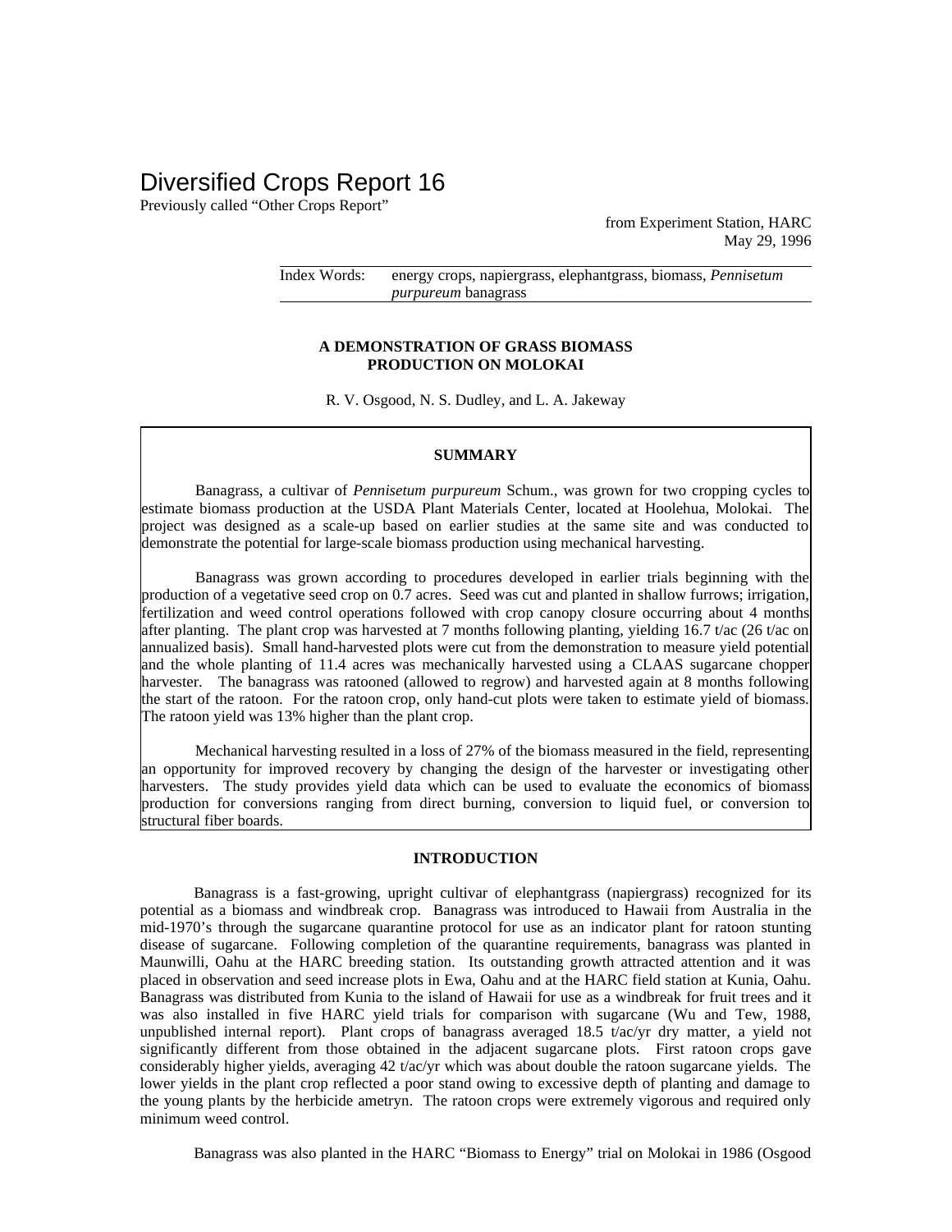# Diversified Crops Report 16

Previously called "Other Crops Report"

from Experiment Station, HARC
May 29, 1996

Index Words: energy crops, napiergrass, elephantgrass, biomass, *Pennisetum purpureum* banagrass

## A DEMONSTRATION OF GRASS BIOMASS PRODUCTION ON MOLOKAI

R. V. Osgood, N. S. Dudley, and L. A. Jakeway

### SUMMARY

Banagrass, a cultivar of *Pennisetum purpureum* Schum., was grown for two cropping cycles to estimate biomass production at the USDA Plant Materials Center, located at Hoolehua, Molokai. The project was designed as a scale-up based on earlier studies at the same site and was conducted to demonstrate the potential for large-scale biomass production using mechanical harvesting.

Banagrass was grown according to procedures developed in earlier trials beginning with the production of a vegetative seed crop on 0.7 acres. Seed was cut and planted in shallow furrows; irrigation, fertilization and weed control operations followed with crop canopy closure occurring about 4 months after planting. The plant crop was harvested at 7 months following planting, yielding 16.7 t/ac (26 t/ac on annualized basis). Small hand-harvested plots were cut from the demonstration to measure yield potential and the whole planting of 11.4 acres was mechanically harvested using a CLAAS sugarcane chopper harvester. The banagrass was ratooned (allowed to regrow) and harvested again at 8 months following the start of the ratoon. For the ratoon crop, only hand-cut plots were taken to estimate yield of biomass. The ratoon yield was 13% higher than the plant crop.

Mechanical harvesting resulted in a loss of 27% of the biomass measured in the field, representing an opportunity for improved recovery by changing the design of the harvester or investigating other harvesters. The study provides yield data which can be used to evaluate the economics of biomass production for conversions ranging from direct burning, conversion to liquid fuel, or conversion to structural fiber boards.

### INTRODUCTION

Banagrass is a fast-growing, upright cultivar of elephantgrass (napiergrass) recognized for its potential as a biomass and windbreak crop. Banagrass was introduced to Hawaii from Australia in the mid-1970's through the sugarcane quarantine protocol for use as an indicator plant for ratoon stunting disease of sugarcane. Following completion of the quarantine requirements, banagrass was planted in Maunwilli, Oahu at the HARC breeding station. Its outstanding growth attracted attention and it was placed in observation and seed increase plots in Ewa, Oahu and at the HARC field station at Kunia, Oahu. Banagrass was distributed from Kunia to the island of Hawaii for use as a windbreak for fruit trees and it was also installed in five HARC yield trials for comparison with sugarcane (Wu and Tew, 1988, unpublished internal report). Plant crops of banagrass averaged 18.5 t/ac/yr dry matter, a yield not significantly different from those obtained in the adjacent sugarcane plots. First ratoon crops gave considerably higher yields, averaging 42 t/ac/yr which was about double the ratoon sugarcane yields. The lower yields in the plant crop reflected a poor stand owing to excessive depth of planting and damage to the young plants by the herbicide ametryn. The ratoon crops were extremely vigorous and required only minimum weed control.

Banagrass was also planted in the HARC "Biomass to Energy" trial on Molokai in 1986 (Osgood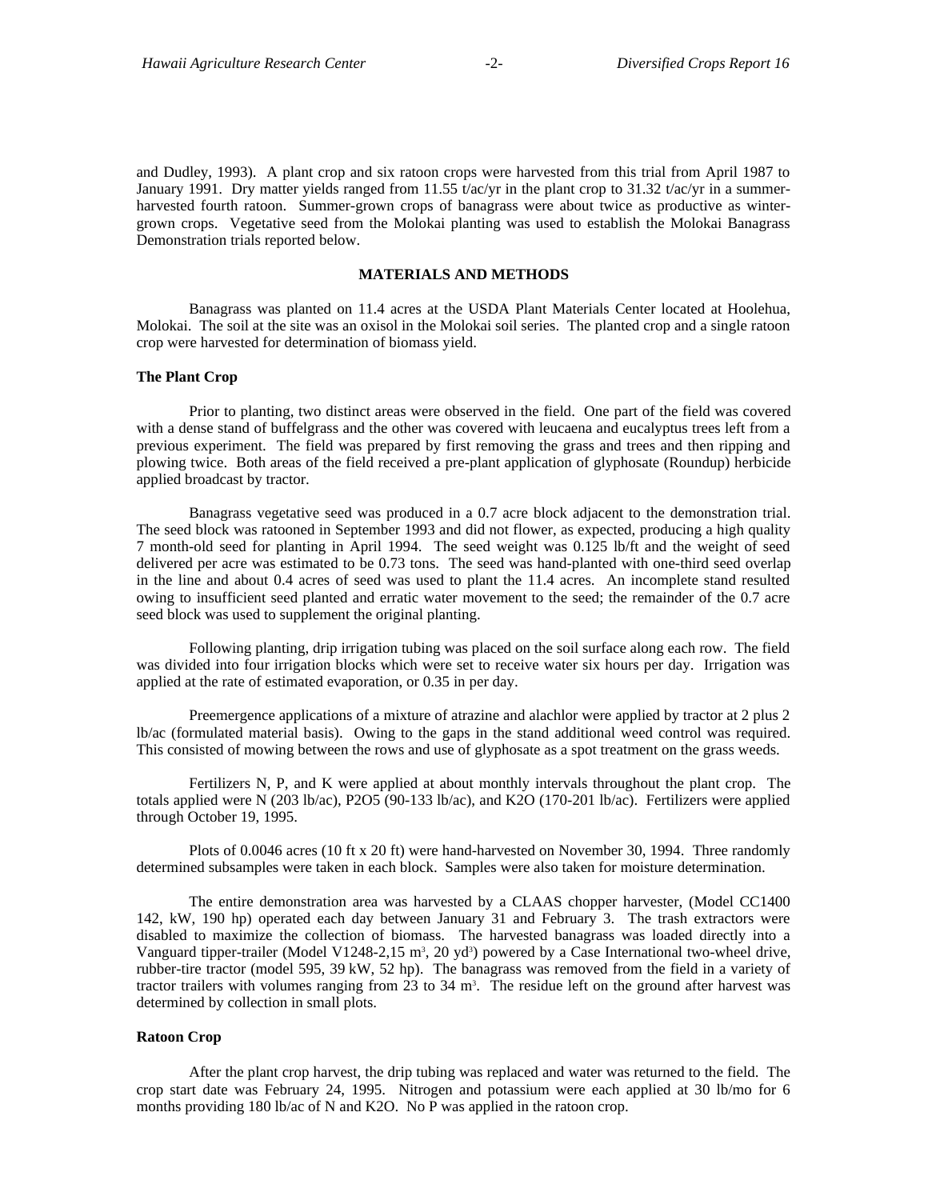and Dudley, 1993). A plant crop and six ratoon crops were harvested from this trial from April 1987 to January 1991. Dry matter yields ranged from 11.55 t/ac/yr in the plant crop to 31.32 t/ac/yr in a summer-harvested fourth ratoon. Summer-grown crops of banagrass were about twice as productive as winter-grown crops. Vegetative seed from the Molokai planting was used to establish the Molokai Banagrass Demonstration trials reported below.

## MATERIALS AND METHODS

Banagrass was planted on 11.4 acres at the USDA Plant Materials Center located at Hoolehua, Molokai. The soil at the site was an oxisol in the Molokai soil series. The planted crop and a single ratoon crop were harvested for determination of biomass yield.

### The Plant Crop

Prior to planting, two distinct areas were observed in the field. One part of the field was covered with a dense stand of buffelgrass and the other was covered with leucaena and eucalyptus trees left from a previous experiment. The field was prepared by first removing the grass and trees and then ripping and plowing twice. Both areas of the field received a pre-plant application of glyphosate (Roundup) herbicide applied broadcast by tractor.

Banagrass vegetative seed was produced in a 0.7 acre block adjacent to the demonstration trial. The seed block was ratooned in September 1993 and did not flower, as expected, producing a high quality 7 month-old seed for planting in April 1994. The seed weight was 0.125 lb/ft and the weight of seed delivered per acre was estimated to be 0.73 tons. The seed was hand-planted with one-third seed overlap in the line and about 0.4 acres of seed was used to plant the 11.4 acres. An incomplete stand resulted owing to insufficient seed planted and erratic water movement to the seed; the remainder of the 0.7 acre seed block was used to supplement the original planting.

Following planting, drip irrigation tubing was placed on the soil surface along each row. The field was divided into four irrigation blocks which were set to receive water six hours per day. Irrigation was applied at the rate of estimated evaporation, or 0.35 in per day.

Preemergence applications of a mixture of atrazine and alachlor were applied by tractor at 2 plus 2 lb/ac (formulated material basis). Owing to the gaps in the stand additional weed control was required. This consisted of mowing between the rows and use of glyphosate as a spot treatment on the grass weeds.

Fertilizers N, P, and K were applied at about monthly intervals throughout the plant crop. The totals applied were N (203 lb/ac), $P_2O_5$ (90-133 lb/ac), and $K_2O$ (170-201 lb/ac). Fertilizers were applied through October 19, 1995.

Plots of 0.0046 acres (10 ft x 20 ft) were hand-harvested on November 30, 1994. Three randomly determined subsamples were taken in each block. Samples were also taken for moisture determination.

The entire demonstration area was harvested by a CLAAS chopper harvester, (Model CC1400 142, kW, 190 hp) operated each day between January 31 and February 3. The trash extractors were disabled to maximize the collection of biomass. The harvested banagrass was loaded directly into a Vanguard tipper-trailer (Model V1248-2,15 $m^3$, 20 $yd^3$) powered by a Case International two-wheel drive, rubber-tire tractor (model 595, 39 kW, 52 hp). The banagrass was removed from the field in a variety of tractor trailers with volumes ranging from 23 to 34 $m^3$. The residue left on the ground after harvest was determined by collection in small plots.

### Ratoon Crop

After the plant crop harvest, the drip tubing was replaced and water was returned to the field. The crop start date was February 24, 1995. Nitrogen and potassium were each applied at 30 lb/mo for 6 months providing 180 lb/ac of N and $K_2O$. No P was applied in the ratoon crop.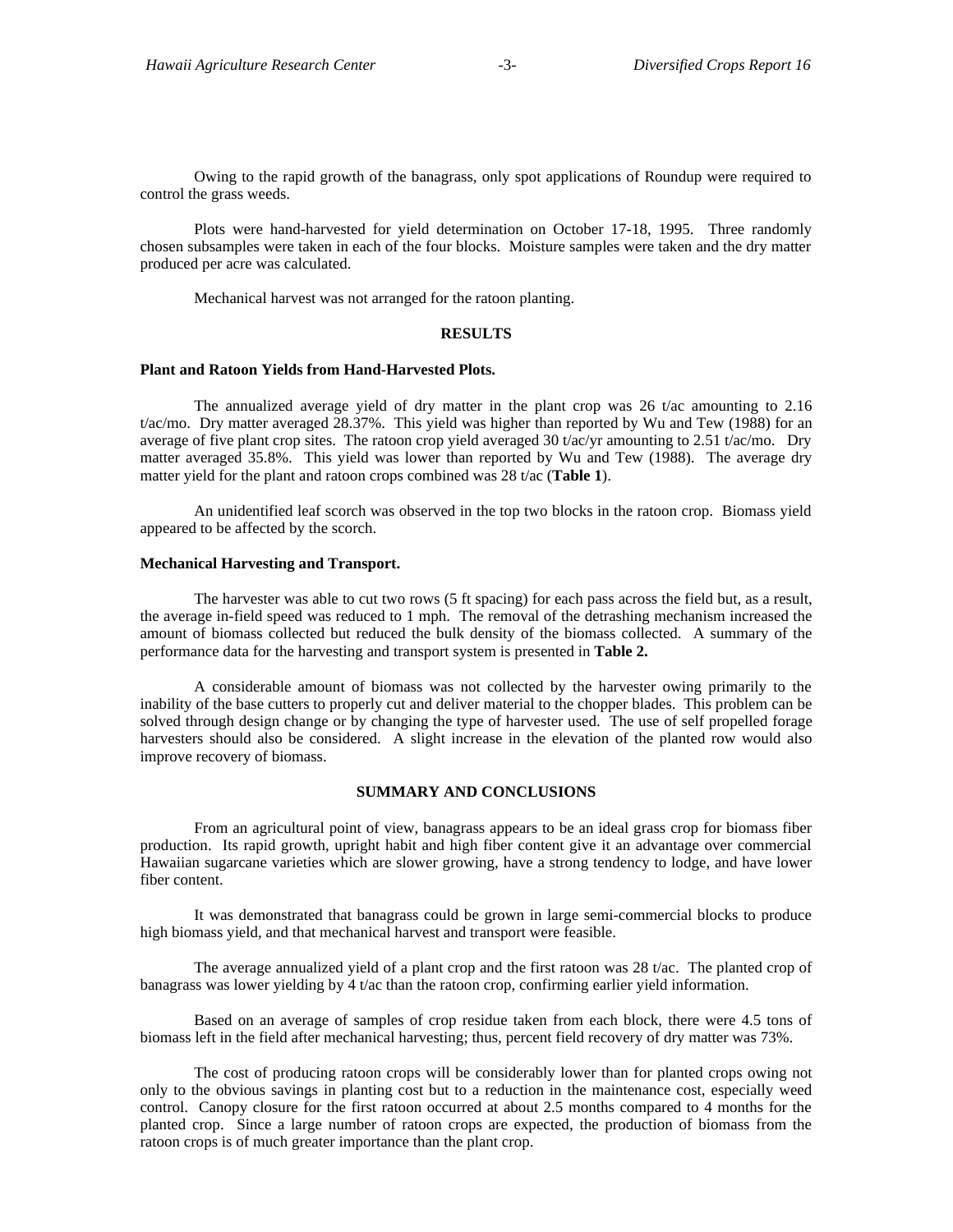Owing to the rapid growth of the banagrass, only spot applications of Roundup were required to control the grass weeds.

Plots were hand-harvested for yield determination on October 17-18, 1995. Three randomly chosen subsamples were taken in each of the four blocks. Moisture samples were taken and the dry matter produced per acre was calculated.

Mechanical harvest was not arranged for the ratoon planting.

## RESULTS

### Plant and Ratoon Yields from Hand-Harvested Plots.

The annualized average yield of dry matter in the plant crop was 26 t/ac amounting to 2.16 t/ac/mo. Dry matter averaged 28.37%. This yield was higher than reported by Wu and Tew (1988) for an average of five plant crop sites. The ratoon crop yield averaged 30 t/ac/yr amounting to 2.51 t/ac/mo. Dry matter averaged 35.8%. This yield was lower than reported by Wu and Tew (1988). The average dry matter yield for the plant and ratoon crops combined was 28 t/ac (**Table 1**).

An unidentified leaf scorch was observed in the top two blocks in the ratoon crop. Biomass yield appeared to be affected by the scorch.

### Mechanical Harvesting and Transport.

The harvester was able to cut two rows (5 ft spacing) for each pass across the field but, as a result, the average in-field speed was reduced to 1 mph. The removal of the detrashing mechanism increased the amount of biomass collected but reduced the bulk density of the biomass collected. A summary of the performance data for the harvesting and transport system is presented in **Table 2.**

A considerable amount of biomass was not collected by the harvester owing primarily to the inability of the base cutters to properly cut and deliver material to the chopper blades. This problem can be solved through design change or by changing the type of harvester used. The use of self propelled forage harvesters should also be considered. A slight increase in the elevation of the planted row would also improve recovery of biomass.

## SUMMARY AND CONCLUSIONS

From an agricultural point of view, banagrass appears to be an ideal grass crop for biomass fiber production. Its rapid growth, upright habit and high fiber content give it an advantage over commercial Hawaiian sugarcane varieties which are slower growing, have a strong tendency to lodge, and have lower fiber content.

It was demonstrated that banagrass could be grown in large semi-commercial blocks to produce high biomass yield, and that mechanical harvest and transport were feasible.

The average annualized yield of a plant crop and the first ratoon was 28 t/ac. The planted crop of banagrass was lower yielding by 4 t/ac than the ratoon crop, confirming earlier yield information.

Based on an average of samples of crop residue taken from each block, there were 4.5 tons of biomass left in the field after mechanical harvesting; thus, percent field recovery of dry matter was 73%.

The cost of producing ratoon crops will be considerably lower than for planted crops owing not only to the obvious savings in planting cost but to a reduction in the maintenance cost, especially weed control. Canopy closure for the first ratoon occurred at about 2.5 months compared to 4 months for the planted crop. Since a large number of ratoon crops are expected, the production of biomass from the ratoon crops is of much greater importance than the plant crop.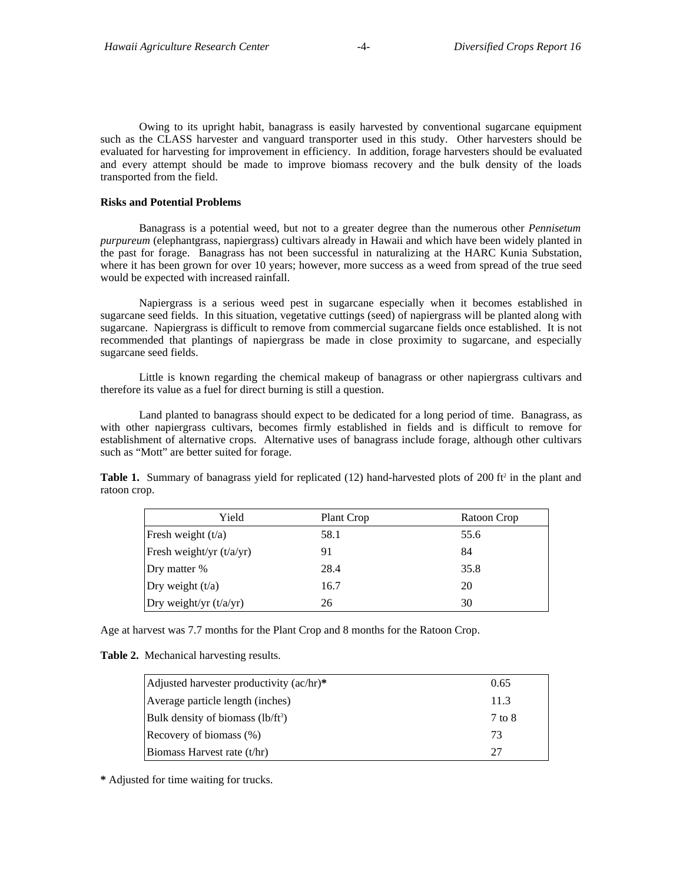Owing to its upright habit, banagrass is easily harvested by conventional sugarcane equipment such as the CLASS harvester and vanguard transporter used in this study. Other harvesters should be evaluated for harvesting for improvement in efficiency. In addition, forage harvesters should be evaluated and every attempt should be made to improve biomass recovery and the bulk density of the loads transported from the field.

**Risks and Potential Problems**

Banagrass is a potential weed, but not to a greater degree than the numerous other *Pennisetum purpureum* (elephantgrass, napiergrass) cultivars already in Hawaii and which have been widely planted in the past for forage. Banagrass has not been successful in naturalizing at the HARC Kunia Substation, where it has been grown for over 10 years; however, more success as a weed from spread of the true seed would be expected with increased rainfall.

Napiergrass is a serious weed pest in sugarcane especially when it becomes established in sugarcane seed fields. In this situation, vegetative cuttings (seed) of napiergrass will be planted along with sugarcane. Napiergrass is difficult to remove from commercial sugarcane fields once established. It is not recommended that plantings of napiergrass be made in close proximity to sugarcane, and especially sugarcane seed fields.

Little is known regarding the chemical makeup of banagrass or other napiergrass cultivars and therefore its value as a fuel for direct burning is still a question.

Land planted to banagrass should expect to be dedicated for a long period of time. Banagrass, as with other napiergrass cultivars, becomes firmly established in fields and is difficult to remove for establishment of alternative crops. Alternative uses of banagrass include forage, although other cultivars such as "Mott" are better suited for forage.

**Table 1.** Summary of banagrass yield for replicated (12) hand-harvested plots of 200 $ft^2$ in the plant and ratoon crop.

| Yield | Plant Crop | Ratoon Crop |
|---|---|---|
| Fresh weight (t/a) | 58.1 | 55.6 |
| Fresh weight/yr (t/a/yr) | 91 | 84 |
| Dry matter % | 28.4 | 35.8 |
| Dry weight (t/a) | 16.7 | 20 |
| Dry weight/yr (t/a/yr) | 26 | 30 |

Age at harvest was 7.7 months for the Plant Crop and 8 months for the Ratoon Crop.

**Table 2.** Mechanical harvesting results.

| | |
|---|---|
| Adjusted harvester productivity (ac/hr)* | 0.65 |
| Average particle length (inches) | 11.3 |
| Bulk density of biomass ($lb/ft^3$) | 7 to 8 |
| Recovery of biomass (%) | 73 |
| Biomass Harvest rate (t/hr) | 27 |

**\*** Adjusted for time waiting for trucks.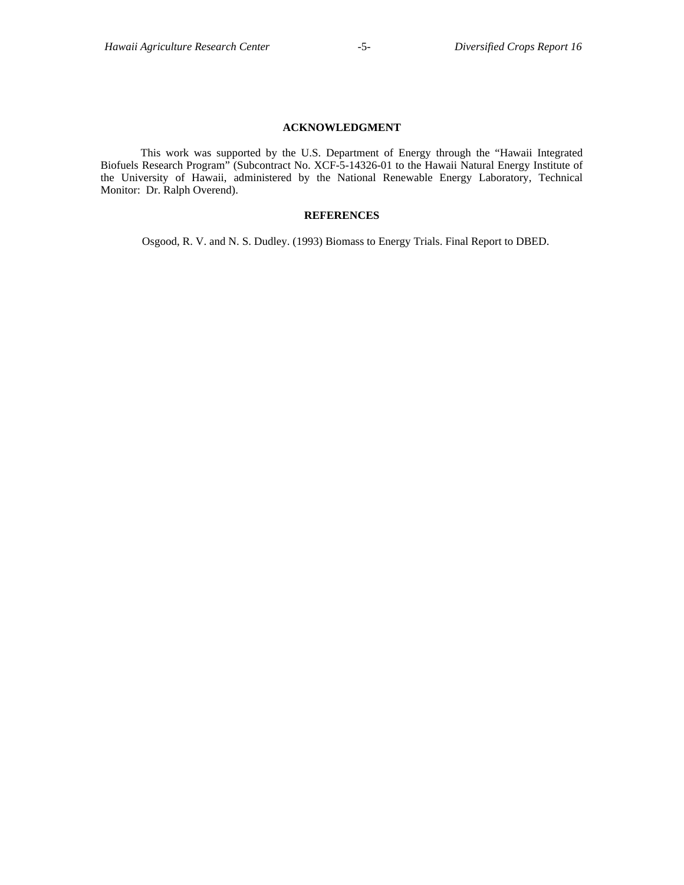## ACKNOWLEDGMENT

This work was supported by the U.S. Department of Energy through the "Hawaii Integrated Biofuels Research Program" (Subcontract No. XCF-5-14326-01 to the Hawaii Natural Energy Institute of the University of Hawaii, administered by the National Renewable Energy Laboratory, Technical Monitor: Dr. Ralph Overend).

## REFERENCES

Osgood, R. V. and N. S. Dudley. (1993) Biomass to Energy Trials. Final Report to DBED.